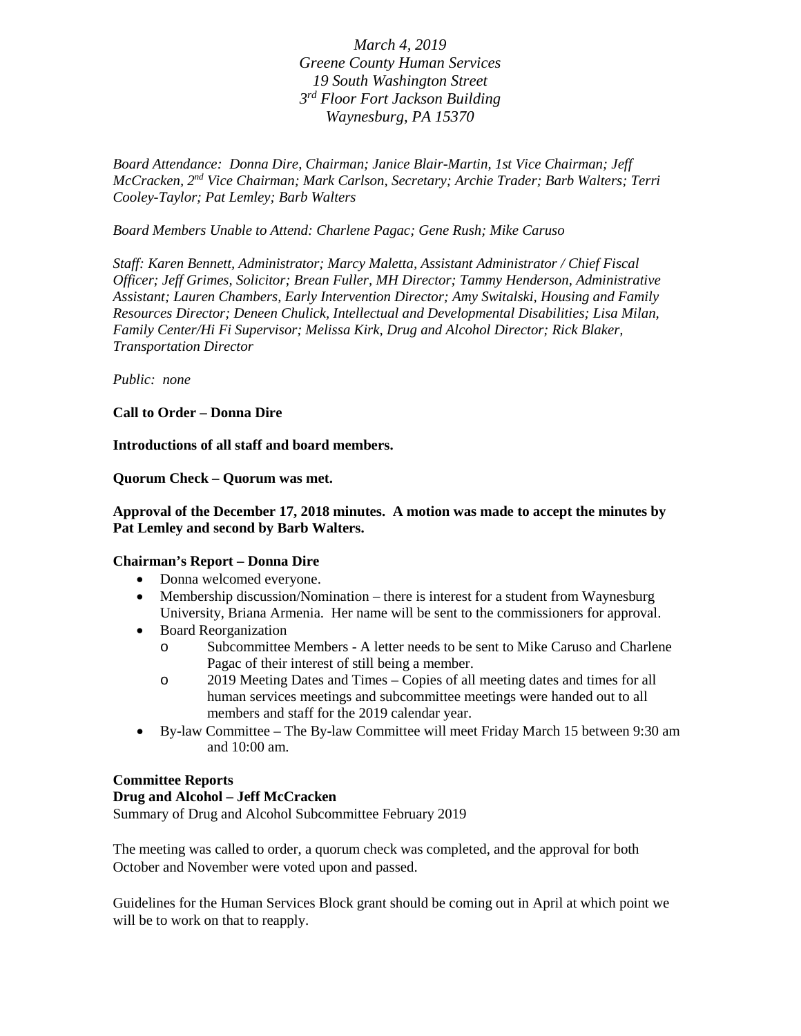*March 4, 2019*
*Greene County Human Services*
*19 South Washington Street*
*3rd Floor Fort Jackson Building*
*Waynesburg, PA 15370*

*Board Attendance: Donna Dire, Chairman; Janice Blair-Martin, 1st Vice Chairman; Jeff McCracken, 2nd Vice Chairman; Mark Carlson, Secretary; Archie Trader; Barb Walters; Terri Cooley-Taylor; Pat Lemley; Barb Walters*

*Board Members Unable to Attend: Charlene Pagac; Gene Rush; Mike Caruso*

*Staff: Karen Bennett, Administrator; Marcy Maletta, Assistant Administrator / Chief Fiscal Officer; Jeff Grimes, Solicitor; Brean Fuller, MH Director; Tammy Henderson, Administrative Assistant; Lauren Chambers, Early Intervention Director; Amy Switalski, Housing and Family Resources Director; Deneen Chulick, Intellectual and Developmental Disabilities; Lisa Milan, Family Center/Hi Fi Supervisor; Melissa Kirk, Drug and Alcohol Director; Rick Blaker, Transportation Director*

*Public: none*

**Call to Order – Donna Dire**

**Introductions of all staff and board members.**

**Quorum Check – Quorum was met.**

**Approval of the December 17, 2018 minutes. A motion was made to accept the minutes by Pat Lemley and second by Barb Walters.**

**Chairman's Report – Donna Dire**

- Donna welcomed everyone.
- Membership discussion/Nomination – there is interest for a student from Waynesburg University, Briana Armenia. Her name will be sent to the commissioners for approval.
- Board Reorganization
  - Subcommittee Members - A letter needs to be sent to Mike Caruso and Charlene Pagac of their interest of still being a member.
  - 2019 Meeting Dates and Times – Copies of all meeting dates and times for all human services meetings and subcommittee meetings were handed out to all members and staff for the 2019 calendar year.
- By-law Committee – The By-law Committee will meet Friday March 15 between 9:30 am and 10:00 am.

**Committee Reports**

**Drug and Alcohol – Jeff McCracken**

Summary of Drug and Alcohol Subcommittee February 2019

The meeting was called to order, a quorum check was completed, and the approval for both October and November were voted upon and passed.

Guidelines for the Human Services Block grant should be coming out in April at which point we will be to work on that to reapply.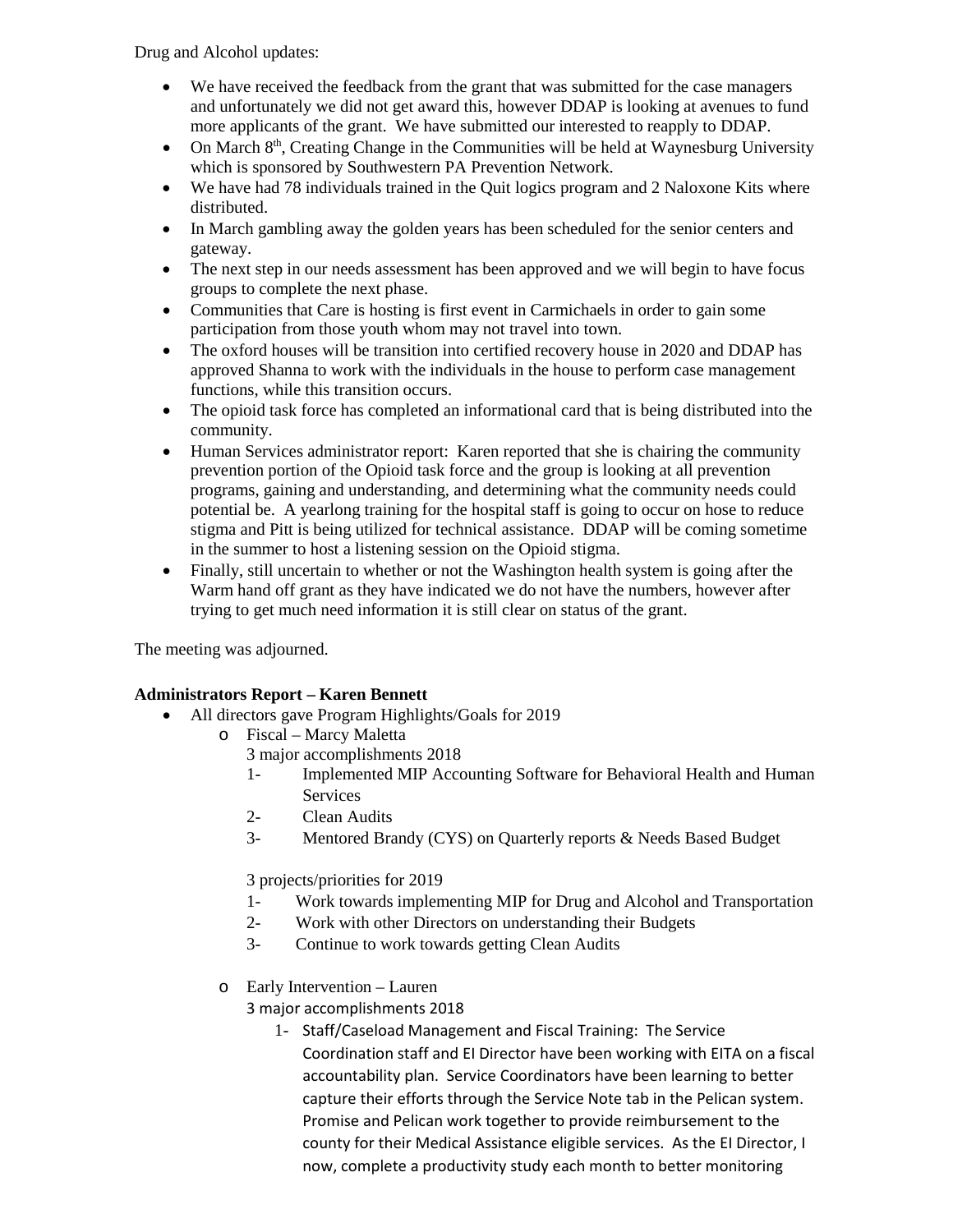Drug and Alcohol updates:

- We have received the feedback from the grant that was submitted for the case managers and unfortunately we did not get award this, however DDAP is looking at avenues to fund more applicants of the grant. We have submitted our interested to reapply to DDAP.
- On March 8th, Creating Change in the Communities will be held at Waynesburg University which is sponsored by Southwestern PA Prevention Network.
- We have had 78 individuals trained in the Quit logics program and 2 Naloxone Kits where distributed.
- In March gambling away the golden years has been scheduled for the senior centers and gateway.
- The next step in our needs assessment has been approved and we will begin to have focus groups to complete the next phase.
- Communities that Care is hosting is first event in Carmichaels in order to gain some participation from those youth whom may not travel into town.
- The oxford houses will be transition into certified recovery house in 2020 and DDAP has approved Shanna to work with the individuals in the house to perform case management functions, while this transition occurs.
- The opioid task force has completed an informational card that is being distributed into the community.
- Human Services administrator report: Karen reported that she is chairing the community prevention portion of the Opioid task force and the group is looking at all prevention programs, gaining and understanding, and determining what the community needs could potential be. A yearlong training for the hospital staff is going to occur on hose to reduce stigma and Pitt is being utilized for technical assistance. DDAP will be coming sometime in the summer to host a listening session on the Opioid stigma.
- Finally, still uncertain to whether or not the Washington health system is going after the Warm hand off grant as they have indicated we do not have the numbers, however after trying to get much need information it is still clear on status of the grant.

The meeting was adjourned.

**Administrators Report – Karen Bennett**

- All directors gave Program Highlights/Goals for 2019
  - Fiscal – Marcy Maletta

    3 major accomplishments 2018

    1- Implemented MIP Accounting Software for Behavioral Health and Human Services
    2- Clean Audits
    3- Mentored Brandy (CYS) on Quarterly reports & Needs Based Budget

    3 projects/priorities for 2019

    1- Work towards implementing MIP for Drug and Alcohol and Transportation
    2- Work with other Directors on understanding their Budgets
    3- Continue to work towards getting Clean Audits

  - Early Intervention – Lauren

    3 major accomplishments 2018

    1- Staff/Caseload Management and Fiscal Training: The Service Coordination staff and EI Director have been working with EITA on a fiscal accountability plan. Service Coordinators have been learning to better capture their efforts through the Service Note tab in the Pelican system. Promise and Pelican work together to provide reimbursement to the county for their Medical Assistance eligible services. As the EI Director, I now, complete a productivity study each month to better monitoring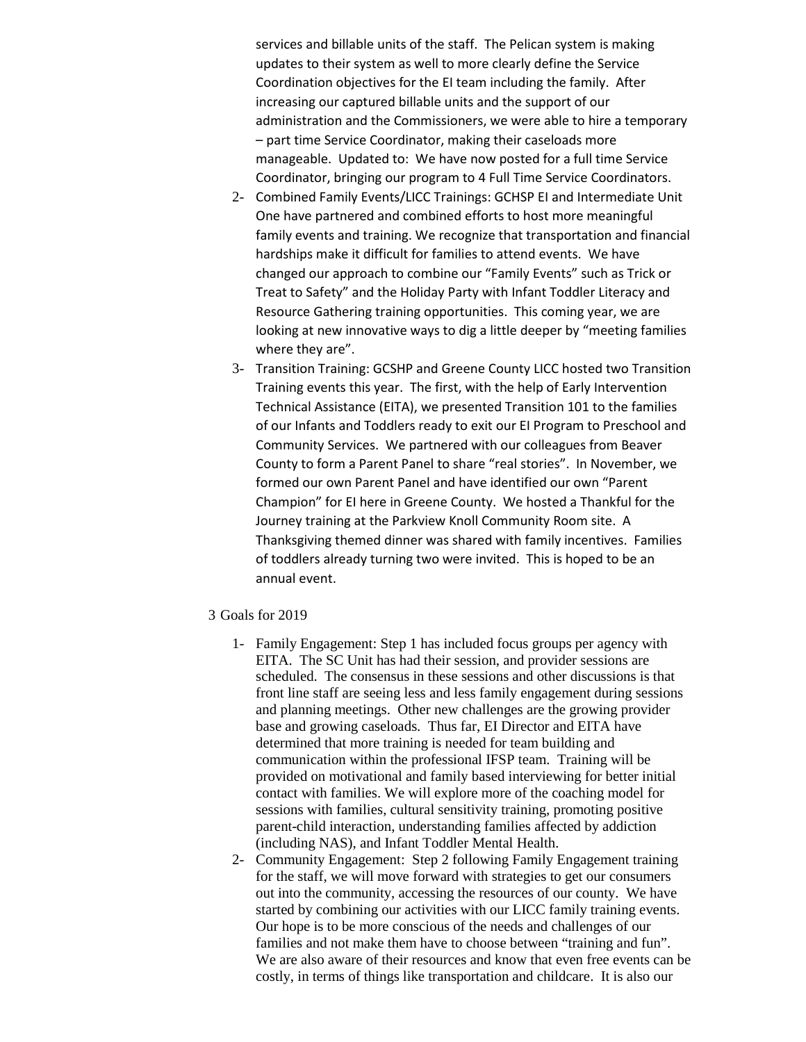services and billable units of the staff. The Pelican system is making updates to their system as well to more clearly define the Service Coordination objectives for the EI team including the family. After increasing our captured billable units and the support of our administration and the Commissioners, we were able to hire a temporary – part time Service Coordinator, making their caseloads more manageable. Updated to: We have now posted for a full time Service Coordinator, bringing our program to 4 Full Time Service Coordinators.

2- Combined Family Events/LICC Trainings: GCHSP EI and Intermediate Unit One have partnered and combined efforts to host more meaningful family events and training. We recognize that transportation and financial hardships make it difficult for families to attend events. We have changed our approach to combine our "Family Events" such as Trick or Treat to Safety" and the Holiday Party with Infant Toddler Literacy and Resource Gathering training opportunities. This coming year, we are looking at new innovative ways to dig a little deeper by "meeting families where they are".

3- Transition Training: GCSHP and Greene County LICC hosted two Transition Training events this year. The first, with the help of Early Intervention Technical Assistance (EITA), we presented Transition 101 to the families of our Infants and Toddlers ready to exit our EI Program to Preschool and Community Services. We partnered with our colleagues from Beaver County to form a Parent Panel to share "real stories". In November, we formed our own Parent Panel and have identified our own "Parent Champion" for EI here in Greene County. We hosted a Thankful for the Journey training at the Parkview Knoll Community Room site. A Thanksgiving themed dinner was shared with family incentives. Families of toddlers already turning two were invited. This is hoped to be an annual event.

3 Goals for 2019

1- Family Engagement: Step 1 has included focus groups per agency with EITA. The SC Unit has had their session, and provider sessions are scheduled. The consensus in these sessions and other discussions is that front line staff are seeing less and less family engagement during sessions and planning meetings. Other new challenges are the growing provider base and growing caseloads. Thus far, EI Director and EITA have determined that more training is needed for team building and communication within the professional IFSP team. Training will be provided on motivational and family based interviewing for better initial contact with families. We will explore more of the coaching model for sessions with families, cultural sensitivity training, promoting positive parent-child interaction, understanding families affected by addiction (including NAS), and Infant Toddler Mental Health.

2- Community Engagement: Step 2 following Family Engagement training for the staff, we will move forward with strategies to get our consumers out into the community, accessing the resources of our county. We have started by combining our activities with our LICC family training events. Our hope is to be more conscious of the needs and challenges of our families and not make them have to choose between "training and fun". We are also aware of their resources and know that even free events can be costly, in terms of things like transportation and childcare. It is also our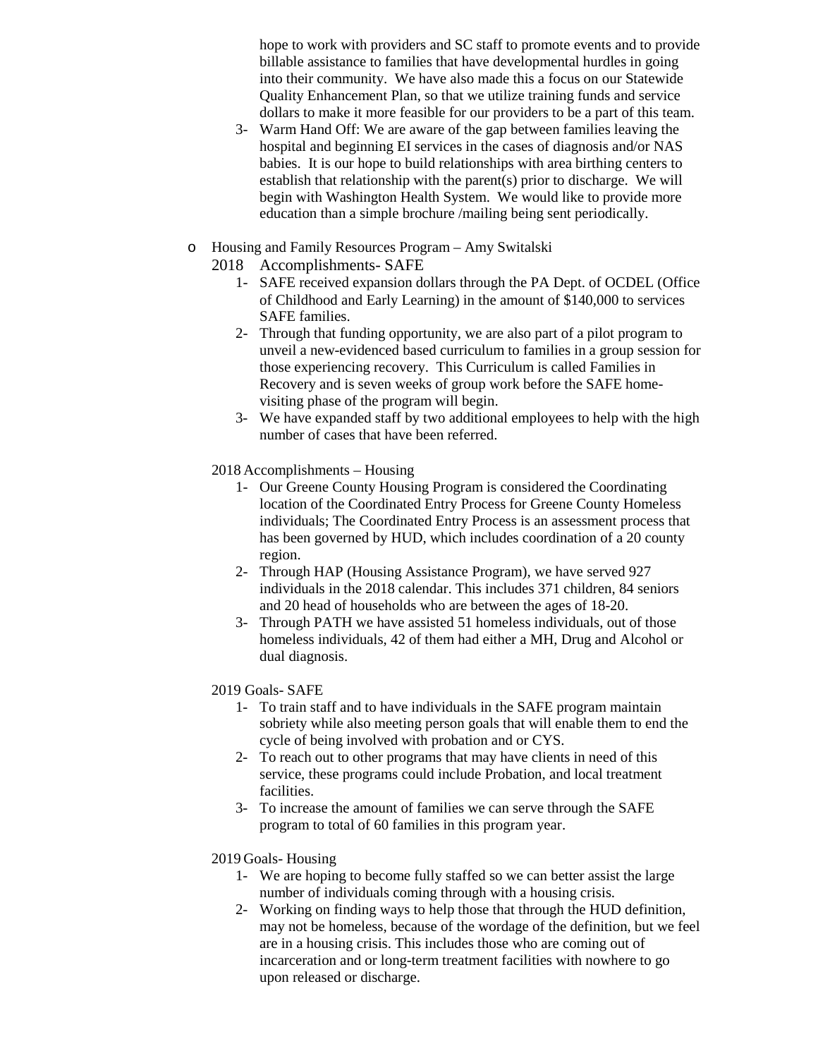hope to work with providers and SC staff to promote events and to provide billable assistance to families that have developmental hurdles in going into their community. We have also made this a focus on our Statewide Quality Enhancement Plan, so that we utilize training funds and service dollars to make it more feasible for our providers to be a part of this team.

3- Warm Hand Off: We are aware of the gap between families leaving the hospital and beginning EI services in the cases of diagnosis and/or NAS babies. It is our hope to build relationships with area birthing centers to establish that relationship with the parent(s) prior to discharge. We will begin with Washington Health System. We would like to provide more education than a simple brochure /mailing being sent periodically.

- Housing and Family Resources Program – Amy Switalski

2018 Accomplishments- SAFE

1- SAFE received expansion dollars through the PA Dept. of OCDEL (Office of Childhood and Early Learning) in the amount of $140,000 to services SAFE families.

2- Through that funding opportunity, we are also part of a pilot program to unveil a new-evidenced based curriculum to families in a group session for those experiencing recovery. This Curriculum is called Families in Recovery and is seven weeks of group work before the SAFE home-visiting phase of the program will begin.

3- We have expanded staff by two additional employees to help with the high number of cases that have been referred.

2018 Accomplishments – Housing

1- Our Greene County Housing Program is considered the Coordinating location of the Coordinated Entry Process for Greene County Homeless individuals; The Coordinated Entry Process is an assessment process that has been governed by HUD, which includes coordination of a 20 county region.

2- Through HAP (Housing Assistance Program), we have served 927 individuals in the 2018 calendar. This includes 371 children, 84 seniors and 20 head of households who are between the ages of 18-20.

3- Through PATH we have assisted 51 homeless individuals, out of those homeless individuals, 42 of them had either a MH, Drug and Alcohol or dual diagnosis.

2019 Goals- SAFE

1- To train staff and to have individuals in the SAFE program maintain sobriety while also meeting person goals that will enable them to end the cycle of being involved with probation and or CYS.

2- To reach out to other programs that may have clients in need of this service, these programs could include Probation, and local treatment facilities.

3- To increase the amount of families we can serve through the SAFE program to total of 60 families in this program year.

2019 Goals- Housing

1- We are hoping to become fully staffed so we can better assist the large number of individuals coming through with a housing crisis.

2- Working on finding ways to help those that through the HUD definition, may not be homeless, because of the wordage of the definition, but we feel are in a housing crisis. This includes those who are coming out of incarceration and or long-term treatment facilities with nowhere to go upon released or discharge.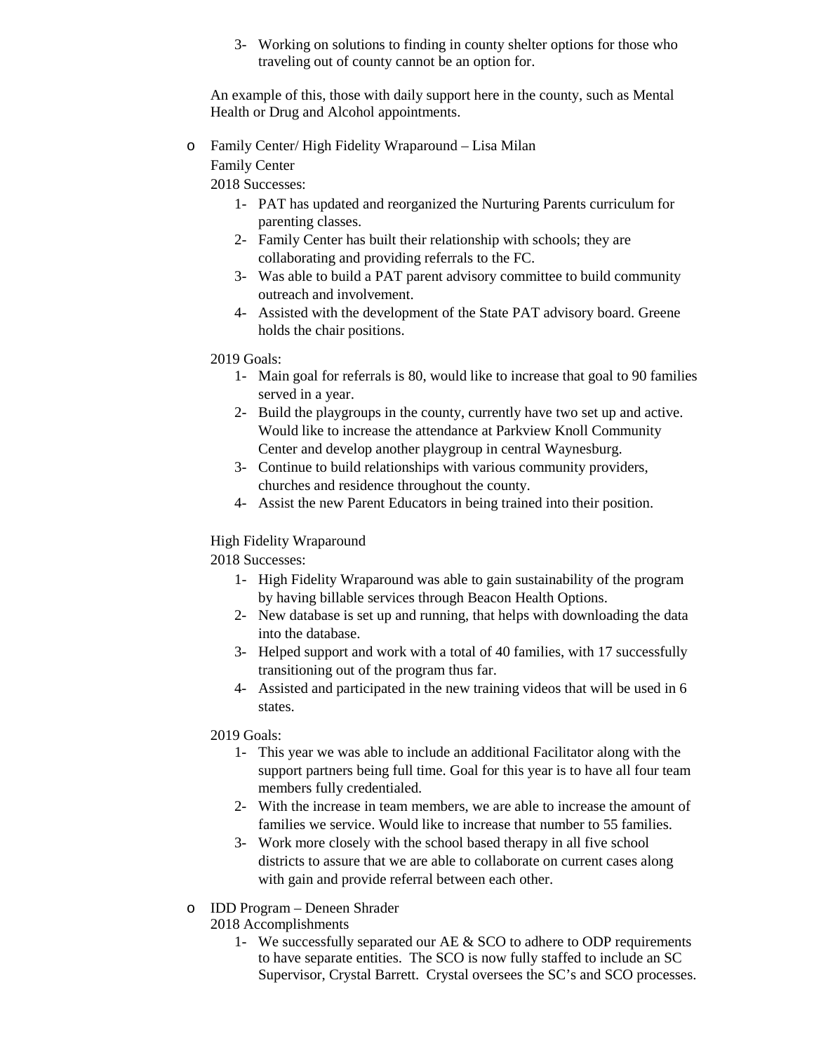3- Working on solutions to finding in county shelter options for those who traveling out of county cannot be an option for.

An example of this, those with daily support here in the county, such as Mental Health or Drug and Alcohol appointments.

- Family Center/ High Fidelity Wraparound – Lisa Milan

  Family Center

  2018 Successes:

  1- PAT has updated and reorganized the Nurturing Parents curriculum for parenting classes.
  2- Family Center has built their relationship with schools; they are collaborating and providing referrals to the FC.
  3- Was able to build a PAT parent advisory committee to build community outreach and involvement.
  4- Assisted with the development of the State PAT advisory board. Greene holds the chair positions.

  2019 Goals:

  1- Main goal for referrals is 80, would like to increase that goal to 90 families served in a year.
  2- Build the playgroups in the county, currently have two set up and active. Would like to increase the attendance at Parkview Knoll Community Center and develop another playgroup in central Waynesburg.
  3- Continue to build relationships with various community providers, churches and residence throughout the county.
  4- Assist the new Parent Educators in being trained into their position.

  High Fidelity Wraparound

  2018 Successes:

  1- High Fidelity Wraparound was able to gain sustainability of the program by having billable services through Beacon Health Options.
  2- New database is set up and running, that helps with downloading the data into the database.
  3- Helped support and work with a total of 40 families, with 17 successfully transitioning out of the program thus far.
  4- Assisted and participated in the new training videos that will be used in 6 states.

  2019 Goals:

  1- This year we was able to include an additional Facilitator along with the support partners being full time. Goal for this year is to have all four team members fully credentialed.
  2- With the increase in team members, we are able to increase the amount of families we service. Would like to increase that number to 55 families.
  3- Work more closely with the school based therapy in all five school districts to assure that we are able to collaborate on current cases along with gain and provide referral between each other.

- IDD Program – Deneen Shrader

  2018 Accomplishments

  1- We successfully separated our AE & SCO to adhere to ODP requirements to have separate entities. The SCO is now fully staffed to include an SC Supervisor, Crystal Barrett. Crystal oversees the SC's and SCO processes.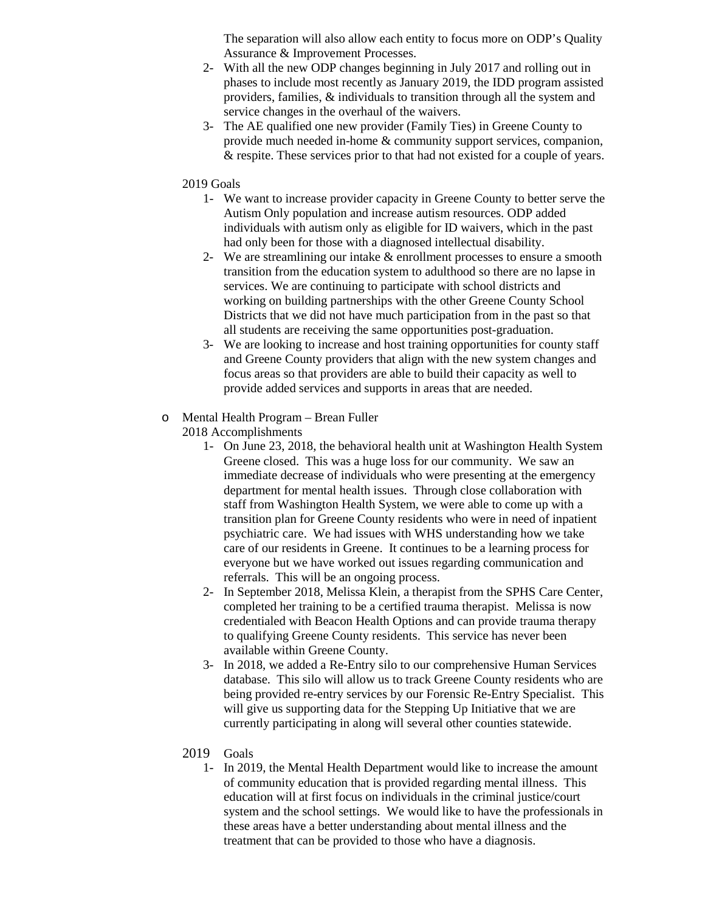The separation will also allow each entity to focus more on ODP's Quality Assurance & Improvement Processes.

2- With all the new ODP changes beginning in July 2017 and rolling out in phases to include most recently as January 2019, the IDD program assisted providers, families, & individuals to transition through all the system and service changes in the overhaul of the waivers.

3- The AE qualified one new provider (Family Ties) in Greene County to provide much needed in-home & community support services, companion, & respite. These services prior to that had not existed for a couple of years.

2019 Goals

1- We want to increase provider capacity in Greene County to better serve the Autism Only population and increase autism resources. ODP added individuals with autism only as eligible for ID waivers, which in the past had only been for those with a diagnosed intellectual disability.

2- We are streamlining our intake & enrollment processes to ensure a smooth transition from the education system to adulthood so there are no lapse in services. We are continuing to participate with school districts and working on building partnerships with the other Greene County School Districts that we did not have much participation from in the past so that all students are receiving the same opportunities post-graduation.

3- We are looking to increase and host training opportunities for county staff and Greene County providers that align with the new system changes and focus areas so that providers are able to build their capacity as well to provide added services and supports in areas that are needed.

- Mental Health Program – Brean Fuller

  2018 Accomplishments

  1- On June 23, 2018, the behavioral health unit at Washington Health System Greene closed. This was a huge loss for our community. We saw an immediate decrease of individuals who were presenting at the emergency department for mental health issues. Through close collaboration with staff from Washington Health System, we were able to come up with a transition plan for Greene County residents who were in need of inpatient psychiatric care. We had issues with WHS understanding how we take care of our residents in Greene. It continues to be a learning process for everyone but we have worked out issues regarding communication and referrals. This will be an ongoing process.

  2- In September 2018, Melissa Klein, a therapist from the SPHS Care Center, completed her training to be a certified trauma therapist. Melissa is now credentialed with Beacon Health Options and can provide trauma therapy to qualifying Greene County residents. This service has never been available within Greene County.

  3- In 2018, we added a Re-Entry silo to our comprehensive Human Services database. This silo will allow us to track Greene County residents who are being provided re-entry services by our Forensic Re-Entry Specialist. This will give us supporting data for the Stepping Up Initiative that we are currently participating in along will several other counties statewide.

  2019 Goals

  1- In 2019, the Mental Health Department would like to increase the amount of community education that is provided regarding mental illness. This education will at first focus on individuals in the criminal justice/court system and the school settings. We would like to have the professionals in these areas have a better understanding about mental illness and the treatment that can be provided to those who have a diagnosis.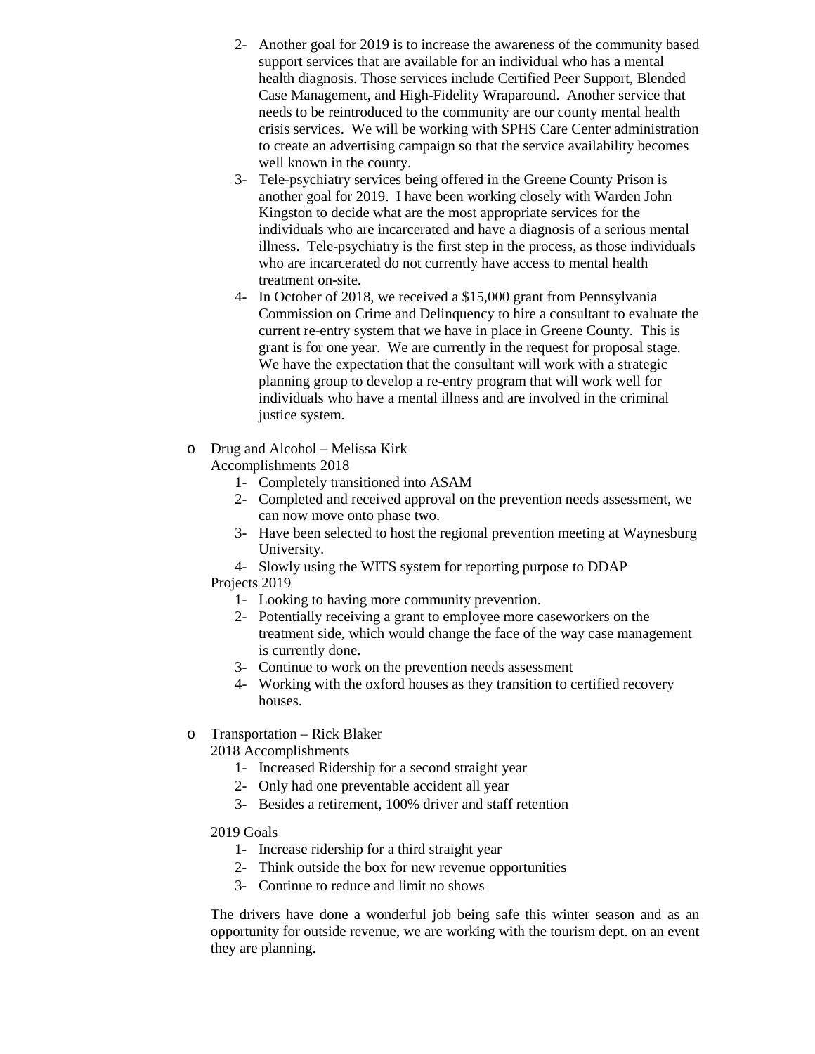2- Another goal for 2019 is to increase the awareness of the community based support services that are available for an individual who has a mental health diagnosis. Those services include Certified Peer Support, Blended Case Management, and High-Fidelity Wraparound. Another service that needs to be reintroduced to the community are our county mental health crisis services. We will be working with SPHS Care Center administration to create an advertising campaign so that the service availability becomes well known in the county.

3- Tele-psychiatry services being offered in the Greene County Prison is another goal for 2019. I have been working closely with Warden John Kingston to decide what are the most appropriate services for the individuals who are incarcerated and have a diagnosis of a serious mental illness. Tele-psychiatry is the first step in the process, as those individuals who are incarcerated do not currently have access to mental health treatment on-site.

4- In October of 2018, we received a $15,000 grant from Pennsylvania Commission on Crime and Delinquency to hire a consultant to evaluate the current re-entry system that we have in place in Greene County. This is grant is for one year. We are currently in the request for proposal stage. We have the expectation that the consultant will work with a strategic planning group to develop a re-entry program that will work well for individuals who have a mental illness and are involved in the criminal justice system.

- Drug and Alcohol – Melissa Kirk

  Accomplishments 2018

  1- Completely transitioned into ASAM
  2- Completed and received approval on the prevention needs assessment, we can now move onto phase two.
  3- Have been selected to host the regional prevention meeting at Waynesburg University.
  4- Slowly using the WITS system for reporting purpose to DDAP

  Projects 2019

  1- Looking to having more community prevention.
  2- Potentially receiving a grant to employee more caseworkers on the treatment side, which would change the face of the way case management is currently done.
  3- Continue to work on the prevention needs assessment
  4- Working with the oxford houses as they transition to certified recovery houses.

- Transportation – Rick Blaker

  2018 Accomplishments

  1- Increased Ridership for a second straight year
  2- Only had one preventable accident all year
  3- Besides a retirement, 100% driver and staff retention

  2019 Goals

  1- Increase ridership for a third straight year
  2- Think outside the box for new revenue opportunities
  3- Continue to reduce and limit no shows

  The drivers have done a wonderful job being safe this winter season and as an opportunity for outside revenue, we are working with the tourism dept. on an event they are planning.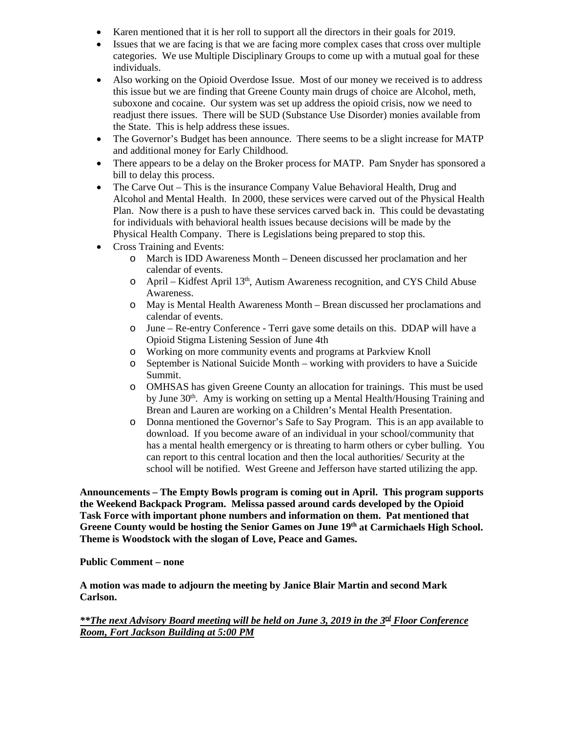- Karen mentioned that it is her roll to support all the directors in their goals for 2019.
- Issues that we are facing is that we are facing more complex cases that cross over multiple categories. We use Multiple Disciplinary Groups to come up with a mutual goal for these individuals.
- Also working on the Opioid Overdose Issue. Most of our money we received is to address this issue but we are finding that Greene County main drugs of choice are Alcohol, meth, suboxone and cocaine. Our system was set up address the opioid crisis, now we need to readjust there issues. There will be SUD (Substance Use Disorder) monies available from the State. This is help address these issues.
- The Governor's Budget has been announce. There seems to be a slight increase for MATP and additional money for Early Childhood.
- There appears to be a delay on the Broker process for MATP. Pam Snyder has sponsored a bill to delay this process.
- The Carve Out – This is the insurance Company Value Behavioral Health, Drug and Alcohol and Mental Health. In 2000, these services were carved out of the Physical Health Plan. Now there is a push to have these services carved back in. This could be devastating for individuals with behavioral health issues because decisions will be made by the Physical Health Company. There is Legislations being prepared to stop this.
- Cross Training and Events:
  - March is IDD Awareness Month – Deneen discussed her proclamation and her calendar of events.
  - April – Kidfest April 13th, Autism Awareness recognition, and CYS Child Abuse Awareness.
  - May is Mental Health Awareness Month – Brean discussed her proclamations and calendar of events.
  - June – Re-entry Conference - Terri gave some details on this. DDAP will have a Opioid Stigma Listening Session of June 4th
  - Working on more community events and programs at Parkview Knoll
  - September is National Suicide Month – working with providers to have a Suicide Summit.
  - OMHSAS has given Greene County an allocation for trainings. This must be used by June 30th. Amy is working on setting up a Mental Health/Housing Training and Brean and Lauren are working on a Children's Mental Health Presentation.
  - Donna mentioned the Governor's Safe to Say Program. This is an app available to download. If you become aware of an individual in your school/community that has a mental health emergency or is threating to harm others or cyber bulling. You can report to this central location and then the local authorities/ Security at the school will be notified. West Greene and Jefferson have started utilizing the app.

**Announcements – The Empty Bowls program is coming out in April. This program supports the Weekend Backpack Program. Melissa passed around cards developed by the Opioid Task Force with important phone numbers and information on them. Pat mentioned that Greene County would be hosting the Senior Games on June 19th at Carmichaels High School. Theme is Woodstock with the slogan of Love, Peace and Games.**

**Public Comment – none**

**A motion was made to adjourn the meeting by Janice Blair Martin and second Mark Carlson.**

***\*\*The next Advisory Board meeting will be held on June 3, 2019 in the 3rd Floor Conference Room, Fort Jackson Building at 5:00 PM***